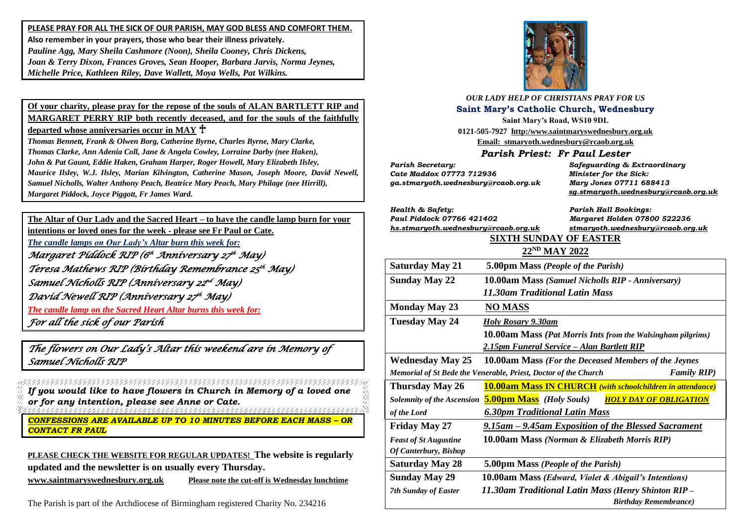**PLEASE PRAY FOR ALL THE SICK OF OUR PARISH, MAY GOD BLESS AND COMFORT THEM.**

**Also remember in your prayers, those who bear their illness privately.**

*Pauline Agg, Mary Sheila Cashmore (Noon), Sheila Cooney, Chris Dickens, Joan & Terry Dixon, Frances Groves, Sean Hooper, Barbara Jarvis, Norma Jeynes, Michelle Price, Kathleen Riley, Dave Wallett, Moya Wells, Pat Wilkins.*

**Of your charity, please pray for the repose of the souls of ALAN BARTLETT RIP and MARGARET PERRY RIP both recently deceased, and for the souls of the faithfully departed whose anniversaries occur in MAY** ☩

*Thomas Bennett, Frank & Olwen Borg, Catherine Byrne, Charles Byrne, Mary Clarke, Thomas Clarke, Ann Adenia Coll, Jane & Angela Cowley, Lorraine Darby (nee Haken), John & Pat Gaunt, Eddie Haken, Graham Harper, Roger Howell, Mary Elizabeth Ilsley, Maurice Ilsley, W.J. Ilsley, Marian Kilvington, Catherine Mason, Joseph Moore, David Newell, Samuel Nicholls, Walter Anthony Peach, Beatrice Mary Peach, Mary Philage (nee Hirrill), Margaret Piddock, Joyce Piggott, Fr James Ward.*

**The Altar of Our Lady and the Sacred Heart – to have the candle lamp burn for your intentions or loved ones for the week - please see Fr Paul or Cate.**

*The candle lamps on Our Lady's Altar burn this week for:*

*Margaret Piddock RIP (6th Anniversary 27th May)*

*Teresa Mathews RIP (Birthday Remembrance 25th May)*

*Samuel Nicholls RIP (Anniversary 22nd May)*

*David Newell RIP (Anniversary 27th May)*

*The candle lamp on the Sacred Heart Altar burns this week for:*

*For all the sick of our Parish*

*The flowers on Our Lady's Altar this weekend are in Memory of Samuel Nicholls RIP*

***If you would like to have flowers in Church in Memory of a loved one or for any intention, please see Anne or Cate.***

***CONFESSIONS ARE AVAILABLE UP TO 10 MINUTES BEFORE EACH MASS – OR CONTACT FR PAUL***

**PLEASE CHECK THE WEBSITE FOR REGULAR UPDATES! The website is regularly updated and the newsletter is on usually every Thursday.**

**www.saintmaryswednesbury.org.uk** **Please note the cut-off is Wednesday lunchtime**

The Parish is part of the Archdiocese of Birmingham registered Charity No. 234216

*OUR LADY HELP OF CHRISTIANS PRAY FOR US*

**Saint Mary's Catholic Church, Wednesbury**

**Saint Mary's Road, WS10 9DL**

**0121-505-7927 http:/www.saintmaryswednesbury.org.uk**

**Email: stmaryoth.wednesbury@rcaob.org.uk**

***Parish Priest: Fr Paul Lester***

*Parish Secretary:*
*Cate Maddox 07773 712936*
*ga.stmaryoth.wednesbury@rcaob.org.uk*

*Safeguarding & Extraordinary Minister for the Sick:*
*Mary Jones 07711 688413*
*sg.stmaryoth.wednesbury@rcaob.org.uk*

*Health & Safety:*
*Paul Piddock 07766 421402*
*hs.stmaryoth.wednesbury@rcaob.org.uk*

*Parish Hall Bookings:*
*Margaret Holden 07800 522236*
*stmaryoth.wednesbury@rcaob.org.uk*

## SIXTH SUNDAY OF EASTER

## 22ND MAY 2022

| | |
|---|---|
| **Saturday May 21** | **5.00pm Mass** *(People of the Parish)* |
| **Sunday May 22** | **10.00am Mass** *(Samuel Nicholls RIP - Anniversary)*<br>*11.30am Traditional Latin Mass* |
| **Monday May 23** | **NO MASS** |
| **Tuesday May 24** | *Holy Rosary 9.30am*<br>**10.00am Mass** *(Pat Morris Ints from the Walsingham pilgrims)*<br>*2.15pm Funeral Service – Alan Bartlett RIP* |
| **Wednesday May 25**<br>*Memorial of St Bede the Venerable, Priest, Doctor of the Church* | **10.00am Mass** *(For the Deceased Members of the Jeynes Family RIP)* |
| **Thursday May 26**<br>*Solemnity of the Ascension of the Lord* | **10.00am Mass IN CHURCH** *(with schoolchildren in attendance)*<br>**5.00pm Mass** *(Holy Souls)* ***HOLY DAY OF OBLIGATION***<br>*6.30pm Traditional Latin Mass* |
| **Friday May 27**<br>*Feast of St Augustine Of Canterbury, Bishop* | *9.15am – 9.45am Exposition of the Blessed Sacrament*<br>**10.00am Mass** *(Norman & Elizabeth Morris RIP)* |
| **Saturday May 28** | **5.00pm Mass** *(People of the Parish)* |
| **Sunday May 29**<br>*7th Sunday of Easter* | **10.00am Mass** *(Edward, Violet & Abigail's Intentions)*<br>*11.30am Traditional Latin Mass (Henry Shinton RIP – Birthday Remembrance)* |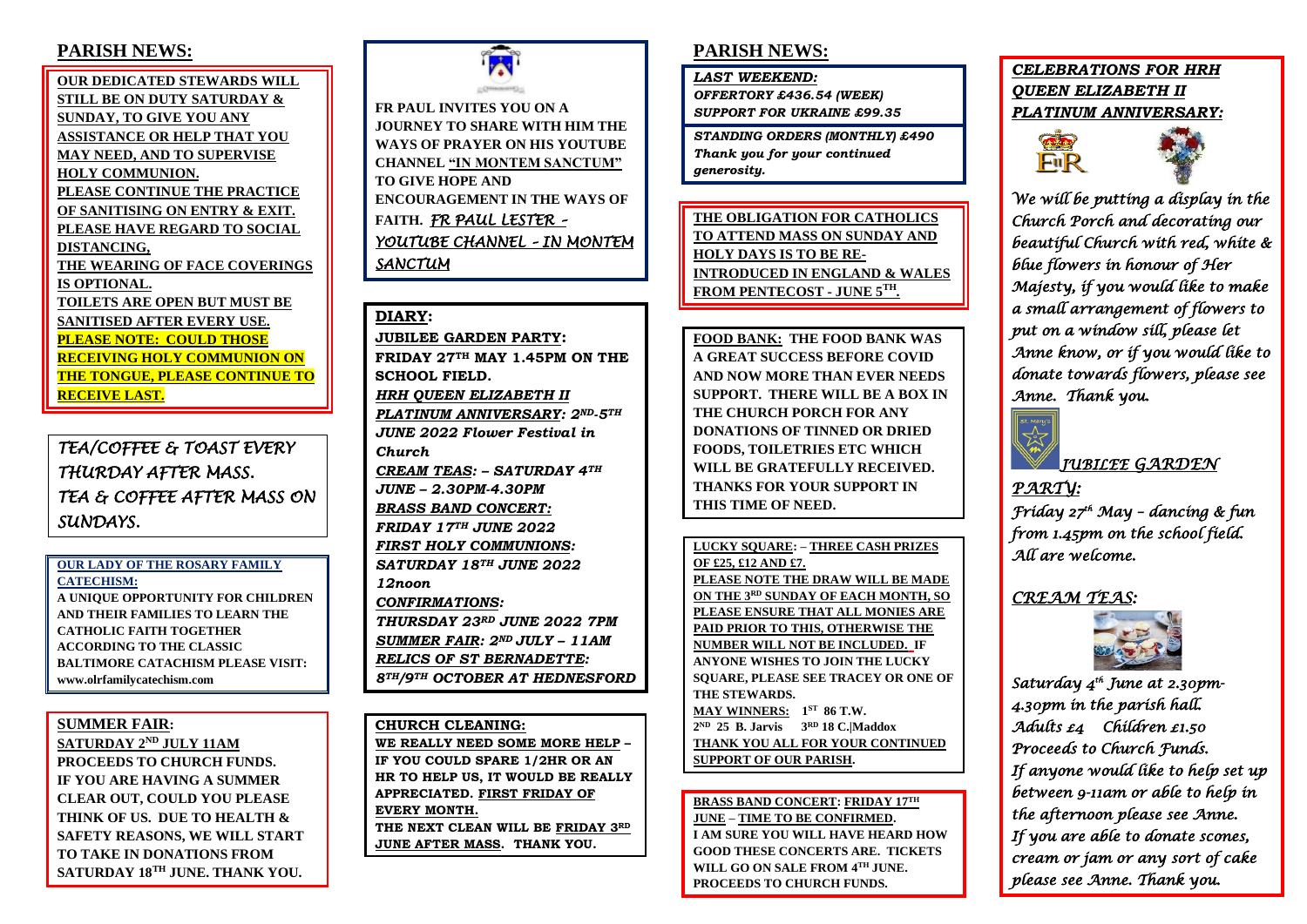## PARISH NEWS:

**OUR DEDICATED STEWARDS WILL STILL BE ON DUTY SATURDAY & SUNDAY, TO GIVE YOU ANY ASSISTANCE OR HELP THAT YOU MAY NEED, AND TO SUPERVISE HOLY COMMUNION.**
**PLEASE CONTINUE THE PRACTICE OF SANITISING ON ENTRY & EXIT.**
**PLEASE HAVE REGARD TO SOCIAL DISTANCING,**
**THE WEARING OF FACE COVERINGS IS OPTIONAL.**
**TOILETS ARE OPEN BUT MUST BE SANITISED AFTER EVERY USE.**
**PLEASE NOTE: COULD THOSE RECEIVING HOLY COMMUNION ON THE TONGUE, PLEASE CONTINUE TO RECEIVE LAST.**

*TEA/COFFEE & TOAST EVERY THURDAY AFTER MASS.*
*TEA & COFFEE AFTER MASS ON SUNDAYS.*

**OUR LADY OF THE ROSARY FAMILY CATECHISM:**
**A UNIQUE OPPORTUNITY FOR CHILDREN AND THEIR FAMILIES TO LEARN THE CATHOLIC FAITH TOGETHER ACCORDING TO THE CLASSIC BALTIMORE CATACHISM PLEASE VISIT: www.olrfamilycatechism.com**

**SUMMER FAIR:**
**SATURDAY 2ND JULY 11AM**
**PROCEEDS TO CHURCH FUNDS.**
**IF YOU ARE HAVING A SUMMER CLEAR OUT, COULD YOU PLEASE THINK OF US. DUE TO HEALTH & SAFETY REASONS, WE WILL START TO TAKE IN DONATIONS FROM SATURDAY 18TH JUNE. THANK YOU.**

**FR PAUL INVITES YOU ON A JOURNEY TO SHARE WITH HIM THE WAYS OF PRAYER ON HIS YOUTUBE CHANNEL "IN MONTEM SANCTUM" TO GIVE HOPE AND ENCOURAGEMENT IN THE WAYS OF FAITH.** *FR PAUL LESTER – YOUTUBE CHANNEL – IN MONTEM SANCTUM*

**DIARY:**
**JUBILEE GARDEN PARTY: FRIDAY 27TH MAY 1.45PM ON THE SCHOOL FIELD.**
***HRH QUEEN ELIZABETH II PLATINUM ANNIVERSARY: 2ND-5TH JUNE 2022 Flower Festival in Church***
***CREAM TEAS: – SATURDAY 4TH JUNE – 2.30PM-4.30PM***
***BRASS BAND CONCERT: FRIDAY 17TH JUNE 2022***
***FIRST HOLY COMMUNIONS: SATURDAY 18TH JUNE 2022 12noon***
***CONFIRMATIONS: THURSDAY 23RD JUNE 2022 7PM***
***SUMMER FAIR: 2ND JULY – 11AM***
***RELICS OF ST BERNADETTE: 8TH/9TH OCTOBER AT HEDNESFORD***

**CHURCH CLEANING:**
**WE REALLY NEED SOME MORE HELP – IF YOU COULD SPARE 1/2HR OR AN HR TO HELP US, IT WOULD BE REALLY APPRECIATED. FIRST FRIDAY OF EVERY MONTH.**
**THE NEXT CLEAN WILL BE FRIDAY 3RD JUNE AFTER MASS. THANK YOU.**

## PARISH NEWS:

***LAST WEEKEND:***
***OFFERTORY £436.54 (WEEK)***
***SUPPORT FOR UKRAINE £99.35***
***STANDING ORDERS (MONTHLY) £490***
***Thank you for your continued generosity.***

**THE OBLIGATION FOR CATHOLICS TO ATTEND MASS ON SUNDAY AND HOLY DAYS IS TO BE RE-INTRODUCED IN ENGLAND & WALES FROM PENTECOST - JUNE 5TH.**

**FOOD BANK: THE FOOD BANK WAS A GREAT SUCCESS BEFORE COVID AND NOW MORE THAN EVER NEEDS SUPPORT. THERE WILL BE A BOX IN THE CHURCH PORCH FOR ANY DONATIONS OF TINNED OR DRIED FOODS, TOILETRIES ETC WHICH WILL BE GRATEFULLY RECEIVED. THANKS FOR YOUR SUPPORT IN THIS TIME OF NEED.**

**LUCKY SQUARE: – THREE CASH PRIZES OF £25, £12 AND £7.**
**PLEASE NOTE THE DRAW WILL BE MADE ON THE 3RD SUNDAY OF EACH MONTH, SO PLEASE ENSURE THAT ALL MONIES ARE PAID PRIOR TO THIS, OTHERWISE THE NUMBER WILL NOT BE INCLUDED. IF ANYONE WISHES TO JOIN THE LUCKY SQUARE, PLEASE SEE TRACEY OR ONE OF THE STEWARDS.**
**MAY WINNERS: 1ST 86 T.W.**
**2ND 25 B. Jarvis 3RD 18 C.|Maddox**
**THANK YOU ALL FOR YOUR CONTINUED SUPPORT OF OUR PARISH.**

**BRASS BAND CONCERT: FRIDAY 17TH JUNE – TIME TO BE CONFIRMED.**
**I AM SURE YOU WILL HAVE HEARD HOW GOOD THESE CONCERTS ARE. TICKETS WILL GO ON SALE FROM 4TH JUNE. PROCEEDS TO CHURCH FUNDS.**

***CELEBRATIONS FOR HRH QUEEN ELIZABETH II PLATINUM ANNIVERSARY:***

*We will be putting a display in the Church Porch and decorating our beautiful Church with red, white & blue flowers in honour of Her Majesty, if you would like to make a small arrangement of flowers to put on a window sill, please let Anne know, or if you would like to donate towards flowers, please see Anne. Thank you.*

*JUBILEE GARDEN PARTY:*
*Friday 27th May – dancing & fun from 1.45pm on the school field. All are welcome.*

*CREAM TEAS:*
*Saturday 4th June at 2.30pm-4.30pm in the parish hall.*
*Adults £4 Children £1.50*
*Proceeds to Church Funds.*
*If anyone would like to help set up between 9-11am or able to help in the afternoon please see Anne.*
*If you are able to donate scones, cream or jam or any sort of cake please see Anne. Thank you.*